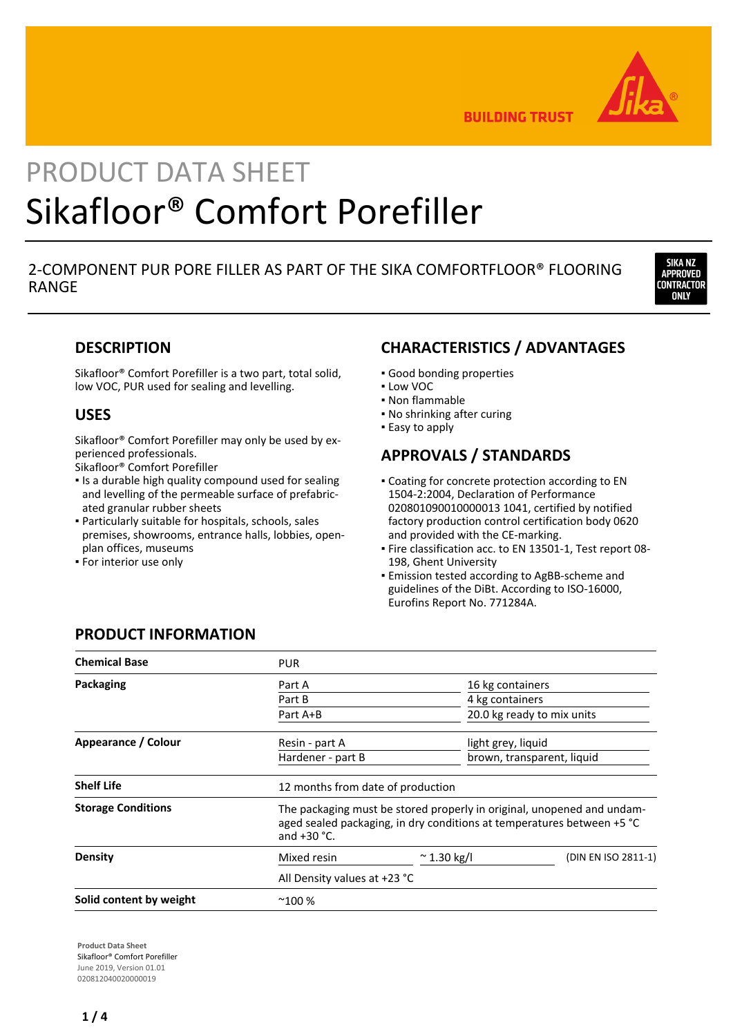BUILDING TRUST

PRODUCT DATA SHEET

# Sikafloor® Comfort Porefiller

2-COMPONENT PUR PORE FILLER AS PART OF THE SIKA COMFORTFLOOR® FLOORING RANGE

SIKA NZ APPROVED CONTRACTOR ONLY

## DESCRIPTION

Sikafloor® Comfort Porefiller is a two part, total solid, low VOC, PUR used for sealing and levelling.

## USES

Sikafloor® Comfort Porefiller may only be used by experienced professionals.
Sikafloor® Comfort Porefiller

- Is a durable high quality compound used for sealing and levelling of the permeable surface of prefabricated granular rubber sheets
- Particularly suitable for hospitals, schools, sales premises, showrooms, entrance halls, lobbies, open-plan offices, museums
- For interior use only

## CHARACTERISTICS / ADVANTAGES

- Good bonding properties
- Low VOC
- Non flammable
- No shrinking after curing
- Easy to apply

## APPROVALS / STANDARDS

- Coating for concrete protection according to EN 1504-2:2004, Declaration of Performance 020801090010000013 1041, certified by notified factory production control certification body 0620 and provided with the CE-marking.
- Fire classification acc. to EN 13501-1, Test report 08-198, Ghent University
- Emission tested according to AgBB-scheme and guidelines of the DiBt. According to ISO-16000, Eurofins Report No. 771284A.

## PRODUCT INFORMATION

| | | | |
|---|---|---|---|
| **Chemical Base** | PUR | | |
| **Packaging** | Part A | 16 kg containers | |
| | Part B | 4 kg containers | |
| | Part A+B | 20.0 kg ready to mix units | |
| **Appearance / Colour** | Resin - part A | light grey, liquid | |
| | Hardener - part B | brown, transparent, liquid | |
| **Shelf Life** | 12 months from date of production | | |
| **Storage Conditions** | The packaging must be stored properly in original, unopened and undamaged sealed packaging, in dry conditions at temperatures between +5 °C and +30 °C. | | |
| **Density** | Mixed resin | ~ 1.30 kg/l | (DIN EN ISO 2811-1) |
| | All Density values at +23 °C | | |
| **Solid content by weight** | ~100 % | | |

Product Data Sheet
Sikafloor® Comfort Porefiller
June 2019, Version 01.01
020812040020000019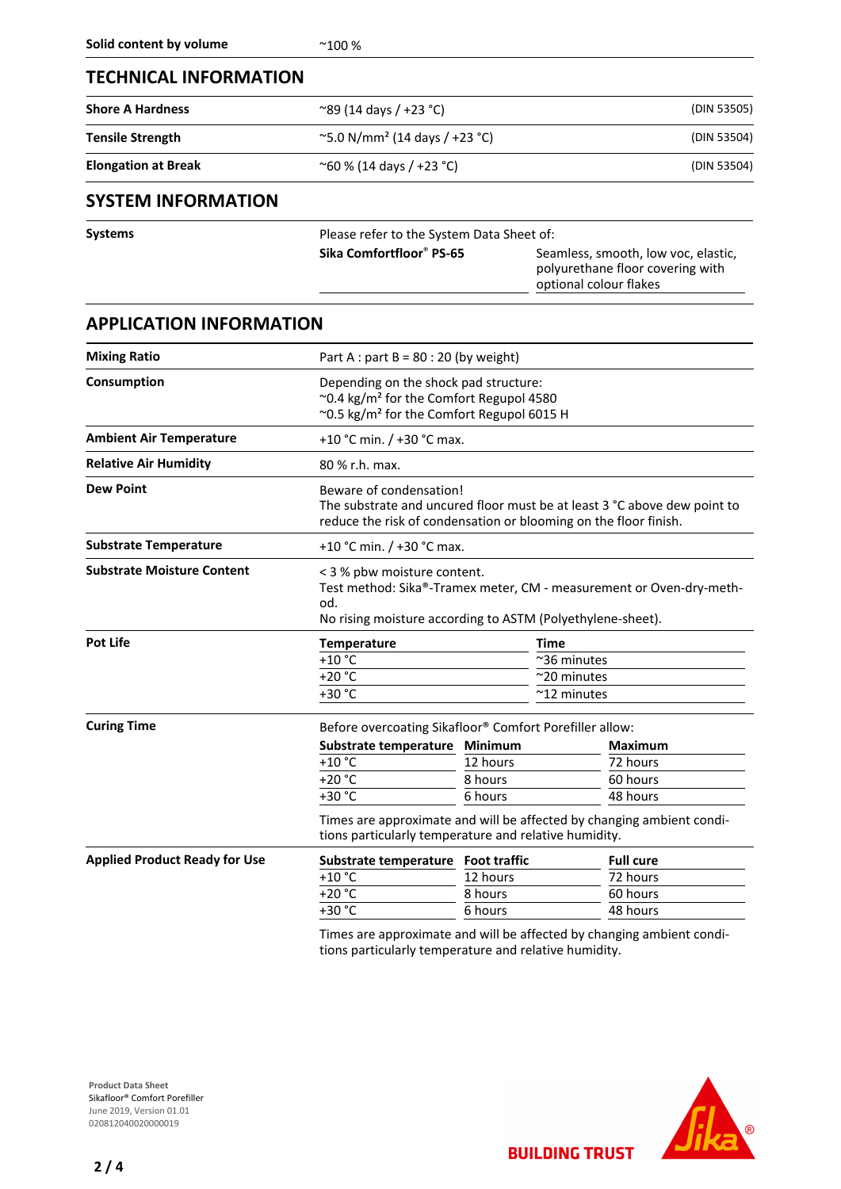| | |
|---|---|
| **Solid content by volume** | ~100 % |

## TECHNICAL INFORMATION

| | | |
|---|---|---|
| **Shore A Hardness** | ~89 (14 days / +23 °C) | (DIN 53505) |
| **Tensile Strength** | ~5.0 N/mm² (14 days / +23 °C) | (DIN 53504) |
| **Elongation at Break** | ~60 % (14 days / +23 °C) | (DIN 53504) |

## SYSTEM INFORMATION

**Systems**

Please refer to the System Data Sheet of:

| | |
|---|---|
| **Sika Comfortfloor® PS-65** | Seamless, smooth, low voc, elastic, polyurethane floor covering with optional colour flakes |

## APPLICATION INFORMATION

| | |
|---|---|
| **Mixing Ratio** | Part A : part B = 80 : 20 (by weight) |
| **Consumption** | Depending on the shock pad structure:<br>~0.4 kg/m² for the Comfort Regupol 4580<br>~0.5 kg/m² for the Comfort Regupol 6015 H |
| **Ambient Air Temperature** | +10 °C min. / +30 °C max. |
| **Relative Air Humidity** | 80 % r.h. max. |
| **Dew Point** | Beware of condensation!<br>The substrate and uncured floor must be at least 3 °C above dew point to reduce the risk of condensation or blooming on the floor finish. |
| **Substrate Temperature** | +10 °C min. / +30 °C max. |
| **Substrate Moisture Content** | < 3 % pbw moisture content.<br>Test method: Sika®-Tramex meter, CM - measurement or Oven-dry-method.<br>No rising moisture according to ASTM (Polyethylene-sheet). |

**Pot Life**

| Temperature | Time |
|---|---|
| +10 °C | ~36 minutes |
| +20 °C | ~20 minutes |
| +30 °C | ~12 minutes |

**Curing Time**

Before overcoating Sikafloor® Comfort Porefiller allow:

| Substrate temperature | Minimum | Maximum |
|---|---|---|
| +10 °C | 12 hours | 72 hours |
| +20 °C | 8 hours | 60 hours |
| +30 °C | 6 hours | 48 hours |

Times are approximate and will be affected by changing ambient conditions particularly temperature and relative humidity.

**Applied Product Ready for Use**

| Substrate temperature | Foot traffic | Full cure |
|---|---|---|
| +10 °C | 12 hours | 72 hours |
| +20 °C | 8 hours | 60 hours |
| +30 °C | 6 hours | 48 hours |

Times are approximate and will be affected by changing ambient conditions particularly temperature and relative humidity.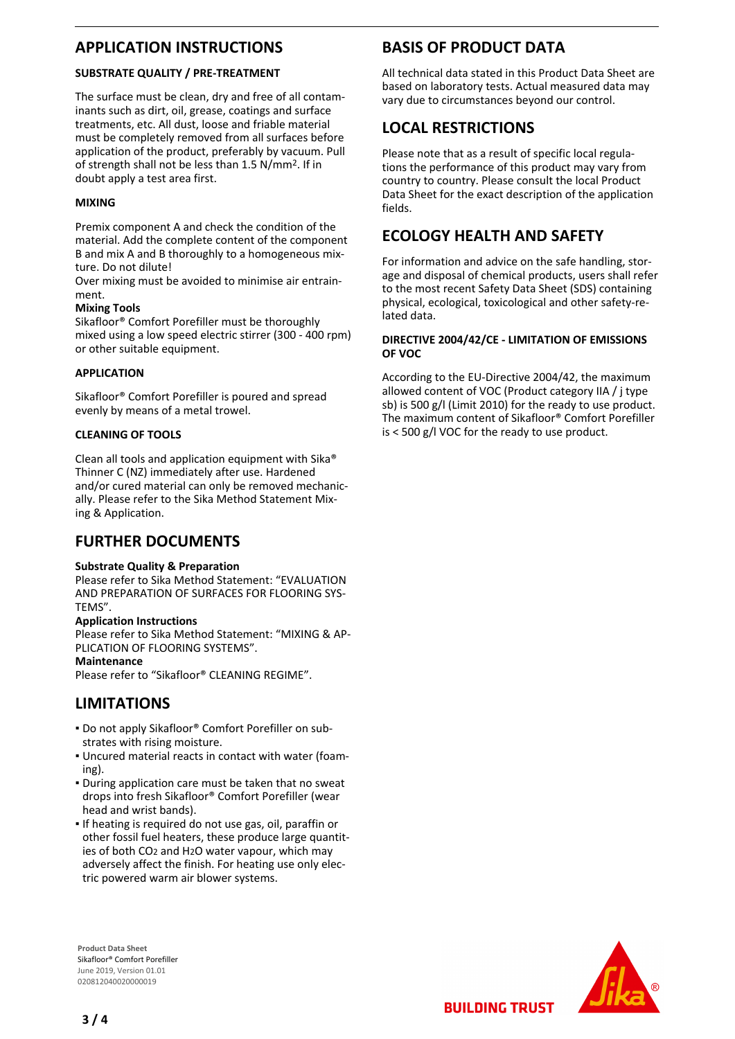## APPLICATION INSTRUCTIONS

### SUBSTRATE QUALITY / PRE-TREATMENT

The surface must be clean, dry and free of all contaminants such as dirt, oil, grease, coatings and surface treatments, etc. All dust, loose and friable material must be completely removed from all surfaces before application of the product, preferably by vacuum. Pull of strength shall not be less than 1.5 N/mm². If in doubt apply a test area first.

### MIXING

Premix component A and check the condition of the material. Add the complete content of the component B and mix A and B thoroughly to a homogeneous mixture. Do not dilute!
Over mixing must be avoided to minimise air entrainment.

**Mixing Tools**
Sikafloor® Comfort Porefiller must be thoroughly mixed using a low speed electric stirrer (300 - 400 rpm) or other suitable equipment.

### APPLICATION

Sikafloor® Comfort Porefiller is poured and spread evenly by means of a metal trowel.

### CLEANING OF TOOLS

Clean all tools and application equipment with Sika® Thinner C (NZ) immediately after use. Hardened and/or cured material can only be removed mechanically. Please refer to the Sika Method Statement Mixing & Application.

## FURTHER DOCUMENTS

**Substrate Quality & Preparation**
Please refer to Sika Method Statement: "EVALUATION AND PREPARATION OF SURFACES FOR FLOORING SYSTEMS".
**Application Instructions**
Please refer to Sika Method Statement: "MIXING & APPLICATION OF FLOORING SYSTEMS".
**Maintenance**
Please refer to "Sikafloor® CLEANING REGIME".

## LIMITATIONS

- Do not apply Sikafloor® Comfort Porefiller on substrates with rising moisture.
- Uncured material reacts in contact with water (foaming).
- During application care must be taken that no sweat drops into fresh Sikafloor® Comfort Porefiller (wear head and wrist bands).
- If heating is required do not use gas, oil, paraffin or other fossil fuel heaters, these produce large quantities of both $CO_2$ and $H_2O$ water vapour, which may adversely affect the finish. For heating use only electric powered warm air blower systems.

## BASIS OF PRODUCT DATA

All technical data stated in this Product Data Sheet are based on laboratory tests. Actual measured data may vary due to circumstances beyond our control.

## LOCAL RESTRICTIONS

Please note that as a result of specific local regulations the performance of this product may vary from country to country. Please consult the local Product Data Sheet for the exact description of the application fields.

## ECOLOGY HEALTH AND SAFETY

For information and advice on the safe handling, storage and disposal of chemical products, users shall refer to the most recent Safety Data Sheet (SDS) containing physical, ecological, toxicological and other safety-related data.

### DIRECTIVE 2004/42/CE - LIMITATION OF EMISSIONS OF VOC

According to the EU-Directive 2004/42, the maximum allowed content of VOC (Product category IIA / j type sb) is 500 g/l (Limit 2010) for the ready to use product. The maximum content of Sikafloor® Comfort Porefiller is < 500 g/l VOC for the ready to use product.

**Product Data Sheet**
Sikafloor® Comfort Porefiller
June 2019, Version 01.01
020812040020000019

BUILDING TRUST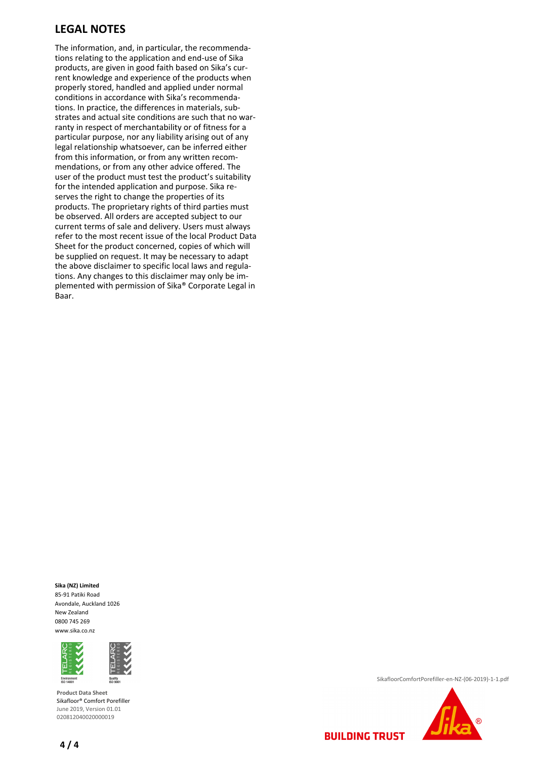## LEGAL NOTES

The information, and, in particular, the recommendations relating to the application and end-use of Sika products, are given in good faith based on Sika's current knowledge and experience of the products when properly stored, handled and applied under normal conditions in accordance with Sika's recommendations. In practice, the differences in materials, substrates and actual site conditions are such that no warranty in respect of merchantability or of fitness for a particular purpose, nor any liability arising out of any legal relationship whatsoever, can be inferred either from this information, or from any written recommendations, or from any other advice offered. The user of the product must test the product's suitability for the intended application and purpose. Sika reserves the right to change the properties of its products. The proprietary rights of third parties must be observed. All orders are accepted subject to our current terms of sale and delivery. Users must always refer to the most recent issue of the local Product Data Sheet for the product concerned, copies of which will be supplied on request. It may be necessary to adapt the above disclaimer to specific local laws and regulations. Any changes to this disclaimer may only be implemented with permission of Sika® Corporate Legal in Baar.

**Sika (NZ) Limited**
85-91 Patiki Road
Avondale, Auckland 1026
New Zealand
0800 745 269
www.sika.co.nz

Environment ISO 14001
Quality ISO 9001

**Product Data Sheet**
Sikafloor® Comfort Porefiller
June 2019, Version 01.01
020812040020000019

SikafloorComfortPorefiller-en-NZ-(06-2019)-1-1.pdf

**BUILDING TRUST**